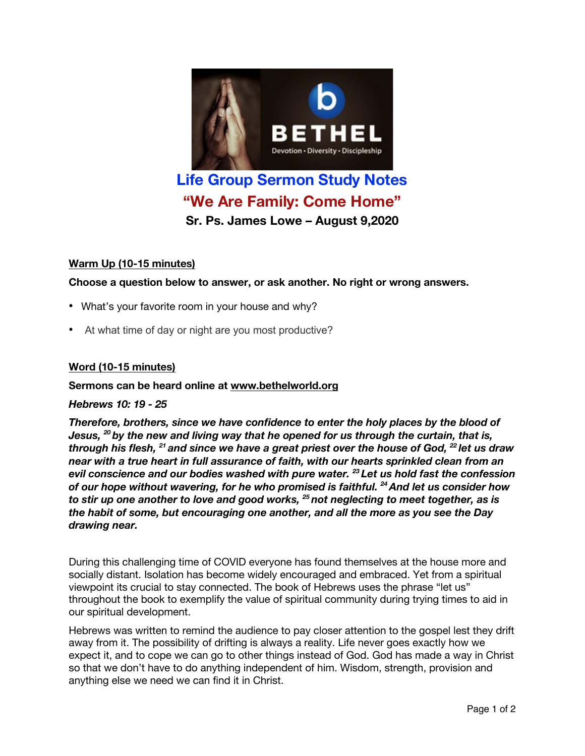# Life Group Sermon Study Notes

## "We Are Family: Come Home"

**Sr. Ps. James Lowe – August 9,2020**

**Warm Up (10-15 minutes)**

**Choose a question below to answer, or ask another. No right or wrong answers.**

- What's your favorite room in your house and why?
- At what time of day or night are you most productive?

**Word (10-15 minutes)**

**Sermons can be heard online at www.bethelworld.org**

***Hebrews 10: 19 - 25***

***Therefore, brothers, since we have confidence to enter the holy places by the blood of Jesus, [20] by the new and living way that he opened for us through the curtain, that is, through his flesh, [21] and since we have a great priest over the house of God, [22] let us draw near with a true heart in full assurance of faith, with our hearts sprinkled clean from an evil conscience and our bodies washed with pure water. [23] Let us hold fast the confession of our hope without wavering, for he who promised is faithful. [24] And let us consider how to stir up one another to love and good works, [25] not neglecting to meet together, as is the habit of some, but encouraging one another, and all the more as you see the Day drawing near.***

During this challenging time of COVID everyone has found themselves at the house more and socially distant. Isolation has become widely encouraged and embraced. Yet from a spiritual viewpoint its crucial to stay connected. The book of Hebrews uses the phrase "let us" throughout the book to exemplify the value of spiritual community during trying times to aid in our spiritual development.

Hebrews was written to remind the audience to pay closer attention to the gospel lest they drift away from it. The possibility of drifting is always a reality. Life never goes exactly how we expect it, and to cope we can go to other things instead of God. God has made a way in Christ so that we don't have to do anything independent of him. Wisdom, strength, provision and anything else we need we can find it in Christ.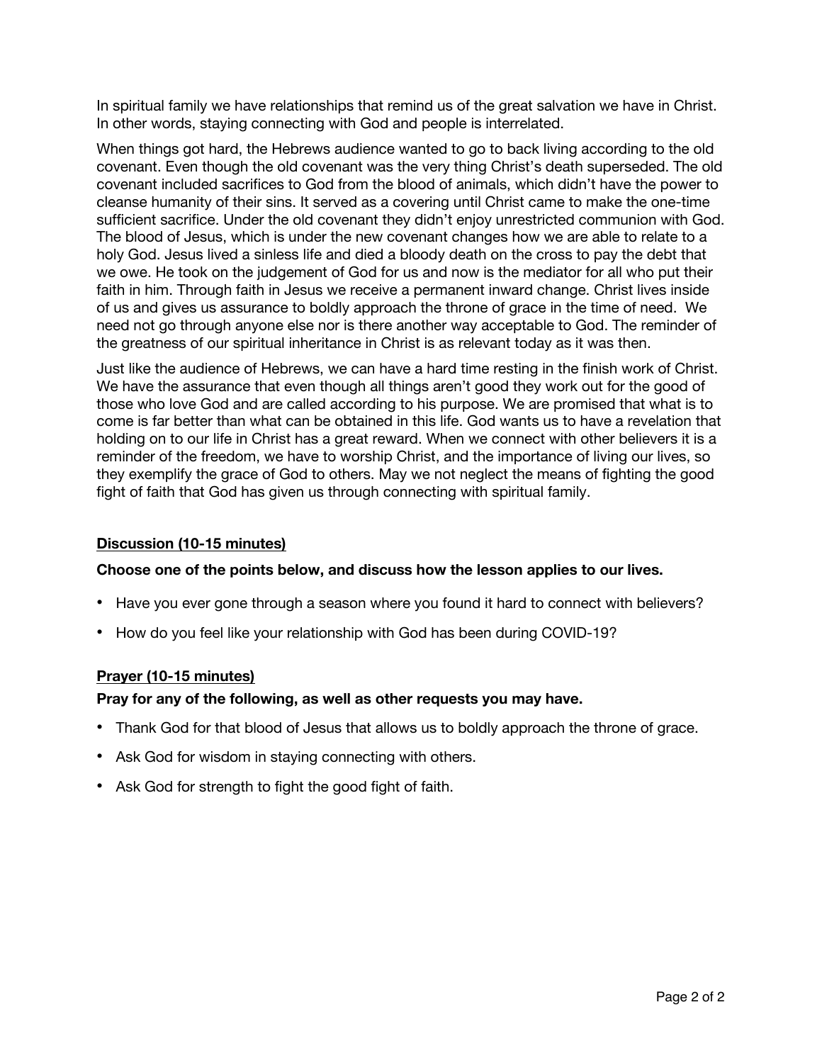In spiritual family we have relationships that remind us of the great salvation we have in Christ. In other words, staying connecting with God and people is interrelated.

When things got hard, the Hebrews audience wanted to go to back living according to the old covenant. Even though the old covenant was the very thing Christ's death superseded. The old covenant included sacrifices to God from the blood of animals, which didn't have the power to cleanse humanity of their sins. It served as a covering until Christ came to make the one-time sufficient sacrifice. Under the old covenant they didn't enjoy unrestricted communion with God. The blood of Jesus, which is under the new covenant changes how we are able to relate to a holy God. Jesus lived a sinless life and died a bloody death on the cross to pay the debt that we owe. He took on the judgement of God for us and now is the mediator for all who put their faith in him. Through faith in Jesus we receive a permanent inward change. Christ lives inside of us and gives us assurance to boldly approach the throne of grace in the time of need. We need not go through anyone else nor is there another way acceptable to God. The reminder of the greatness of our spiritual inheritance in Christ is as relevant today as it was then.

Just like the audience of Hebrews, we can have a hard time resting in the finish work of Christ. We have the assurance that even though all things aren't good they work out for the good of those who love God and are called according to his purpose. We are promised that what is to come is far better than what can be obtained in this life. God wants us to have a revelation that holding on to our life in Christ has a great reward. When we connect with other believers it is a reminder of the freedom, we have to worship Christ, and the importance of living our lives, so they exemplify the grace of God to others. May we not neglect the means of fighting the good fight of faith that God has given us through connecting with spiritual family.

## Discussion (10-15 minutes)

**Choose one of the points below, and discuss how the lesson applies to our lives.**

- Have you ever gone through a season where you found it hard to connect with believers?
- How do you feel like your relationship with God has been during COVID-19?

## Prayer (10-15 minutes)

**Pray for any of the following, as well as other requests you may have.**

- Thank God for that blood of Jesus that allows us to boldly approach the throne of grace.
- Ask God for wisdom in staying connecting with others.
- Ask God for strength to fight the good fight of faith.